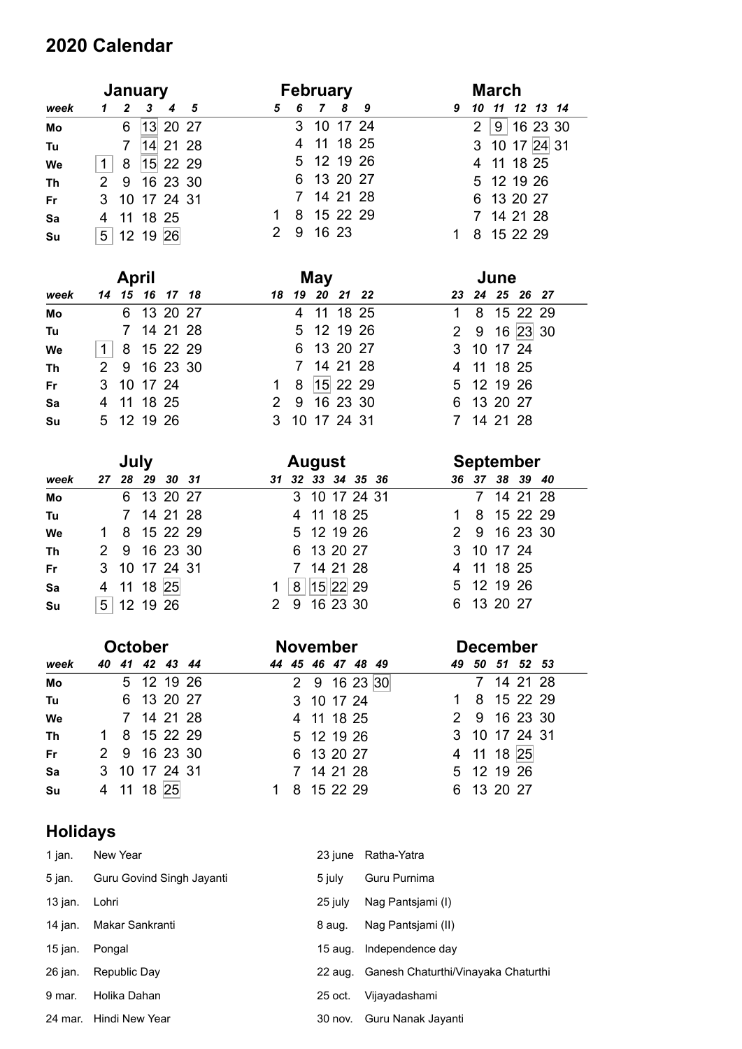# 2020 Calendar

## January

| week | 1 | 2 | 3 | 4 | 5 |
|---|---|---|---|---|---|
| Mo | | 6 | 13 | 20 | 27 |
| Tu | | 7 | 14 | 21 | 28 |
| We | 1 | 8 | 15 | 22 | 29 |
| Th | 2 | 9 | 16 | 23 | 30 |
| Fr | 3 | 10 | 17 | 24 | 31 |
| Sa | 4 | 11 | 18 | 25 | |
| Su | 5 | 12 | 19 | 26 | |

## February

| week | 5 | 6 | 7 | 8 | 9 |
|---|---|---|---|---|---|
| Mo | | 3 | 10 | 17 | 24 |
| Tu | | 4 | 11 | 18 | 25 |
| We | | 5 | 12 | 19 | 26 |
| Th | | 6 | 13 | 20 | 27 |
| Fr | | 7 | 14 | 21 | 28 |
| Sa | 1 | 8 | 15 | 22 | 29 |
| Su | 2 | 9 | 16 | 23 | |

## March

| week | 9 | 10 | 11 | 12 | 13 | 14 |
|---|---|---|---|---|---|---|
| Mo | | 2 | 9 | 16 | 23 | 30 |
| Tu | | 3 | 10 | 17 | 24 | 31 |
| We | | 4 | 11 | 18 | 25 | |
| Th | | 5 | 12 | 19 | 26 | |
| Fr | | 6 | 13 | 20 | 27 | |
| Sa | | 7 | 14 | 21 | 28 | |
| Su | 1 | 8 | 15 | 22 | 29 | |

## April

| week | 14 | 15 | 16 | 17 | 18 |
|---|---|---|---|---|---|
| Mo | | 6 | 13 | 20 | 27 |
| Tu | | 7 | 14 | 21 | 28 |
| We | 1 | 8 | 15 | 22 | 29 |
| Th | 2 | 9 | 16 | 23 | 30 |
| Fr | 3 | 10 | 17 | 24 | |
| Sa | 4 | 11 | 18 | 25 | |
| Su | 5 | 12 | 19 | 26 | |

## May

| week | 18 | 19 | 20 | 21 | 22 |
|---|---|---|---|---|---|
| Mo | | 4 | 11 | 18 | 25 |
| Tu | | 5 | 12 | 19 | 26 |
| We | | 6 | 13 | 20 | 27 |
| Th | | 7 | 14 | 21 | 28 |
| Fr | 1 | 8 | 15 | 22 | 29 |
| Sa | 2 | 9 | 16 | 23 | 30 |
| Su | 3 | 10 | 17 | 24 | 31 |

## June

| week | 23 | 24 | 25 | 26 | 27 |
|---|---|---|---|---|---|
| Mo | 1 | 8 | 15 | 22 | 29 |
| Tu | 2 | 9 | 16 | 23 | 30 |
| We | 3 | 10 | 17 | 24 | |
| Th | 4 | 11 | 18 | 25 | |
| Fr | 5 | 12 | 19 | 26 | |
| Sa | 6 | 13 | 20 | 27 | |
| Su | 7 | 14 | 21 | 28 | |

## July

| week | 27 | 28 | 29 | 30 | 31 |
|---|---|---|---|---|---|
| Mo | | 6 | 13 | 20 | 27 |
| Tu | | 7 | 14 | 21 | 28 |
| We | 1 | 8 | 15 | 22 | 29 |
| Th | 2 | 9 | 16 | 23 | 30 |
| Fr | 3 | 10 | 17 | 24 | 31 |
| Sa | 4 | 11 | 18 | 25 | |
| Su | 5 | 12 | 19 | 26 | |

## August

| week | 31 | 32 | 33 | 34 | 35 | 36 |
|---|---|---|---|---|---|---|
| Mo | | 3 | 10 | 17 | 24 | 31 |
| Tu | | 4 | 11 | 18 | 25 | |
| We | | 5 | 12 | 19 | 26 | |
| Th | | 6 | 13 | 20 | 27 | |
| Fr | | 7 | 14 | 21 | 28 | |
| Sa | 1 | 8 | 15 | 22 | 29 | |
| Su | 2 | 9 | 16 | 23 | 30 | |

## September

| week | 36 | 37 | 38 | 39 | 40 |
|---|---|---|---|---|---|
| Mo | | 7 | 14 | 21 | 28 |
| Tu | 1 | 8 | 15 | 22 | 29 |
| We | 2 | 9 | 16 | 23 | 30 |
| Th | 3 | 10 | 17 | 24 | |
| Fr | 4 | 11 | 18 | 25 | |
| Sa | 5 | 12 | 19 | 26 | |
| Su | 6 | 13 | 20 | 27 | |

## October

| week | 40 | 41 | 42 | 43 | 44 |
|---|---|---|---|---|---|
| Mo | | 5 | 12 | 19 | 26 |
| Tu | | 6 | 13 | 20 | 27 |
| We | | 7 | 14 | 21 | 28 |
| Th | 1 | 8 | 15 | 22 | 29 |
| Fr | 2 | 9 | 16 | 23 | 30 |
| Sa | 3 | 10 | 17 | 24 | 31 |
| Su | 4 | 11 | 18 | 25 | |

## November

| week | 44 | 45 | 46 | 47 | 48 | 49 |
|---|---|---|---|---|---|---|
| Mo | | 2 | 9 | 16 | 23 | 30 |
| Tu | | 3 | 10 | 17 | 24 | |
| We | | 4 | 11 | 18 | 25 | |
| Th | | 5 | 12 | 19 | 26 | |
| Fr | | 6 | 13 | 20 | 27 | |
| Sa | | 7 | 14 | 21 | 28 | |
| Su | 1 | 8 | 15 | 22 | 29 | |

## December

| week | 49 | 50 | 51 | 52 | 53 |
|---|---|---|---|---|---|
| Mo | | 7 | 14 | 21 | 28 |
| Tu | 1 | 8 | 15 | 22 | 29 |
| We | 2 | 9 | 16 | 23 | 30 |
| Th | 3 | 10 | 17 | 24 | 31 |
| Fr | 4 | 11 | 18 | 25 | |
| Sa | 5 | 12 | 19 | 26 | |
| Su | 6 | 13 | 20 | 27 | |

## Holidays

| Date | Holiday |
|---|---|
| 1 jan. | New Year |
| 5 jan. | Guru Govind Singh Jayanti |
| 13 jan. | Lohri |
| 14 jan. | Makar Sankranti |
| 15 jan. | Pongal |
| 26 jan. | Republic Day |
| 9 mar. | Holika Dahan |
| 24 mar. | Hindi New Year |
| 23 june | Ratha-Yatra |
| 5 july | Guru Purnima |
| 25 july | Nag Pantsjami (I) |
| 8 aug. | Nag Pantsjami (II) |
| 15 aug. | Independence day |
| 22 aug. | Ganesh Chaturthi/Vinayaka Chaturthi |
| 25 oct. | Vijayadashami |
| 30 nov. | Guru Nanak Jayanti |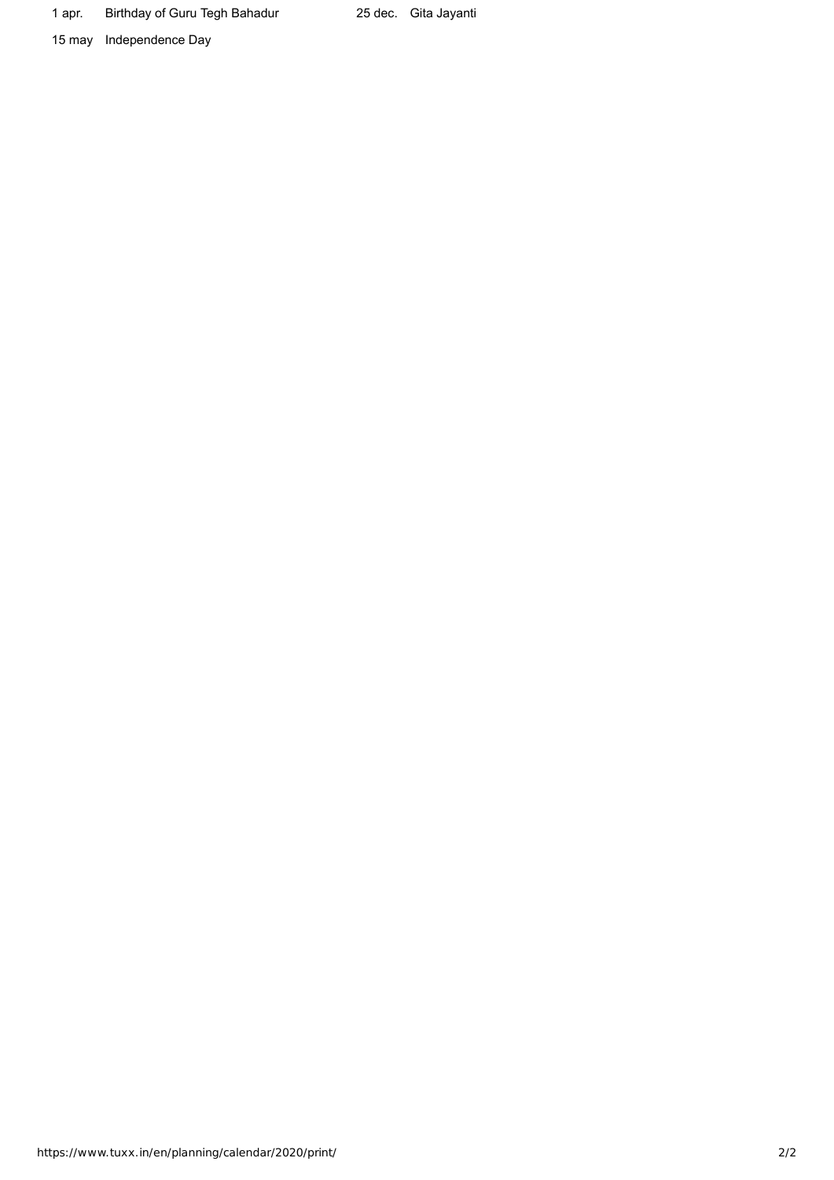| | |
|---|---|
| 1 apr. | Birthday of Guru Tegh Bahadur |
| 15 may | Independence Day |
| 25 dec. | Gita Jayanti |